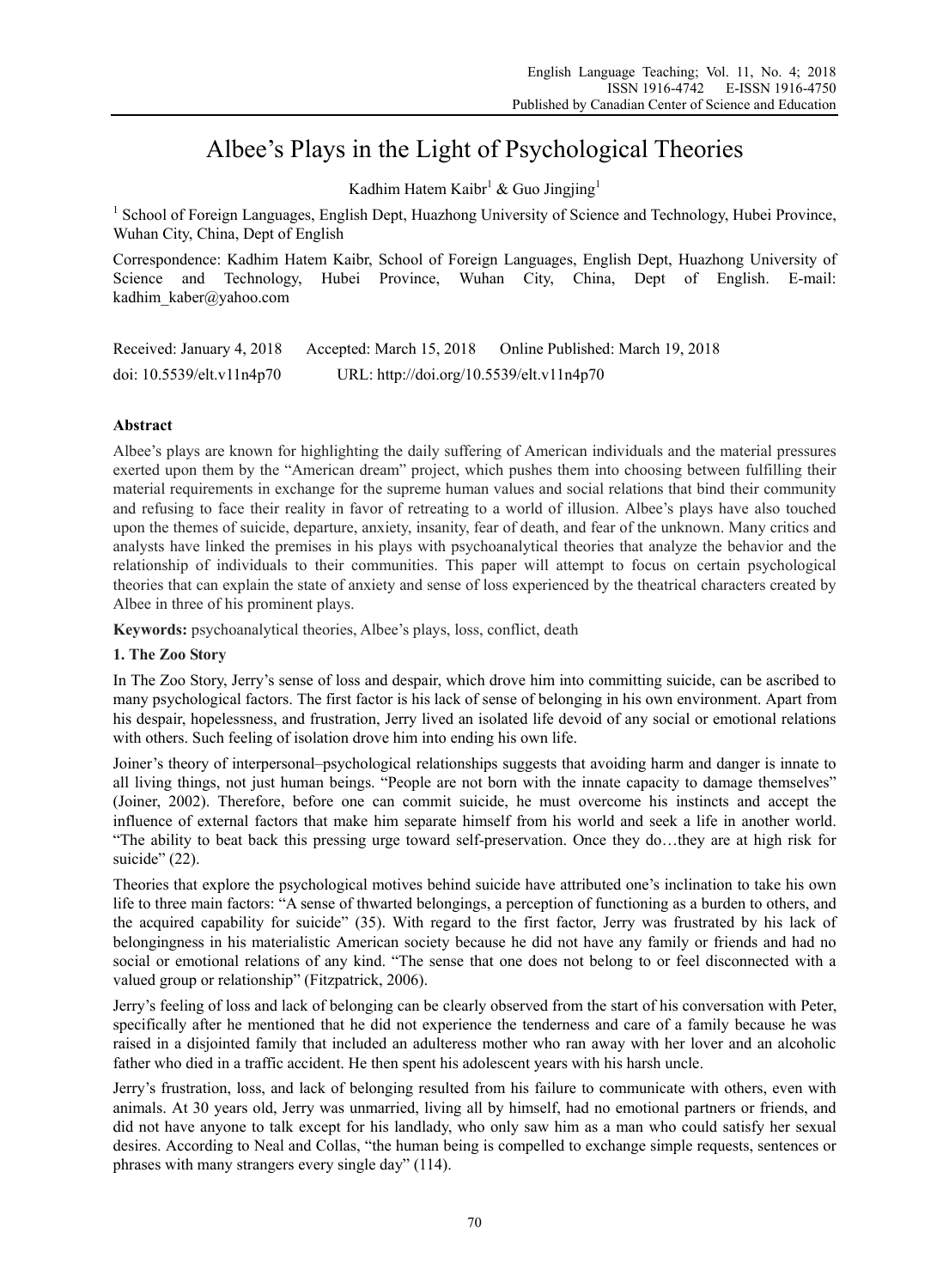# Albee's Plays in the Light of Psychological Theories

Kadhim Hatem Kaibr[1] & Guo Jingjing[1]

[1] School of Foreign Languages, English Dept, Huazhong University of Science and Technology, Hubei Province, Wuhan City, China, Dept of English

Correspondence: Kadhim Hatem Kaibr, School of Foreign Languages, English Dept, Huazhong University of Science and Technology, Hubei Province, Wuhan City, China, Dept of English. E-mail: kadhim_kaber@yahoo.com

Received: January 4, 2018 Accepted: March 15, 2018 Online Published: March 19, 2018

doi: 10.5539/elt.v11n4p70 URL: http://doi.org/10.5539/elt.v11n4p70

**Abstract**

Albee's plays are known for highlighting the daily suffering of American individuals and the material pressures exerted upon them by the "American dream" project, which pushes them into choosing between fulfilling their material requirements in exchange for the supreme human values and social relations that bind their community and refusing to face their reality in favor of retreating to a world of illusion. Albee's plays have also touched upon the themes of suicide, departure, anxiety, insanity, fear of death, and fear of the unknown. Many critics and analysts have linked the premises in his plays with psychoanalytical theories that analyze the behavior and the relationship of individuals to their communities. This paper will attempt to focus on certain psychological theories that can explain the state of anxiety and sense of loss experienced by the theatrical characters created by Albee in three of his prominent plays.

**Keywords:** psychoanalytical theories, Albee's plays, loss, conflict, death

## 1. The Zoo Story

In The Zoo Story, Jerry's sense of loss and despair, which drove him into committing suicide, can be ascribed to many psychological factors. The first factor is his lack of sense of belonging in his own environment. Apart from his despair, hopelessness, and frustration, Jerry lived an isolated life devoid of any social or emotional relations with others. Such feeling of isolation drove him into ending his own life.

Joiner's theory of interpersonal–psychological relationships suggests that avoiding harm and danger is innate to all living things, not just human beings. "People are not born with the innate capacity to damage themselves" (Joiner, 2002). Therefore, before one can commit suicide, he must overcome his instincts and accept the influence of external factors that make him separate himself from his world and seek a life in another world. "The ability to beat back this pressing urge toward self-preservation. Once they do…they are at high risk for suicide" (22).

Theories that explore the psychological motives behind suicide have attributed one's inclination to take his own life to three main factors: "A sense of thwarted belongings, a perception of functioning as a burden to others, and the acquired capability for suicide" (35). With regard to the first factor, Jerry was frustrated by his lack of belongingness in his materialistic American society because he did not have any family or friends and had no social or emotional relations of any kind. "The sense that one does not belong to or feel disconnected with a valued group or relationship" (Fitzpatrick, 2006).

Jerry's feeling of loss and lack of belonging can be clearly observed from the start of his conversation with Peter, specifically after he mentioned that he did not experience the tenderness and care of a family because he was raised in a disjointed family that included an adulteress mother who ran away with her lover and an alcoholic father who died in a traffic accident. He then spent his adolescent years with his harsh uncle.

Jerry's frustration, loss, and lack of belonging resulted from his failure to communicate with others, even with animals. At 30 years old, Jerry was unmarried, living all by himself, had no emotional partners or friends, and did not have anyone to talk except for his landlady, who only saw him as a man who could satisfy her sexual desires. According to Neal and Collas, "the human being is compelled to exchange simple requests, sentences or phrases with many strangers every single day" (114).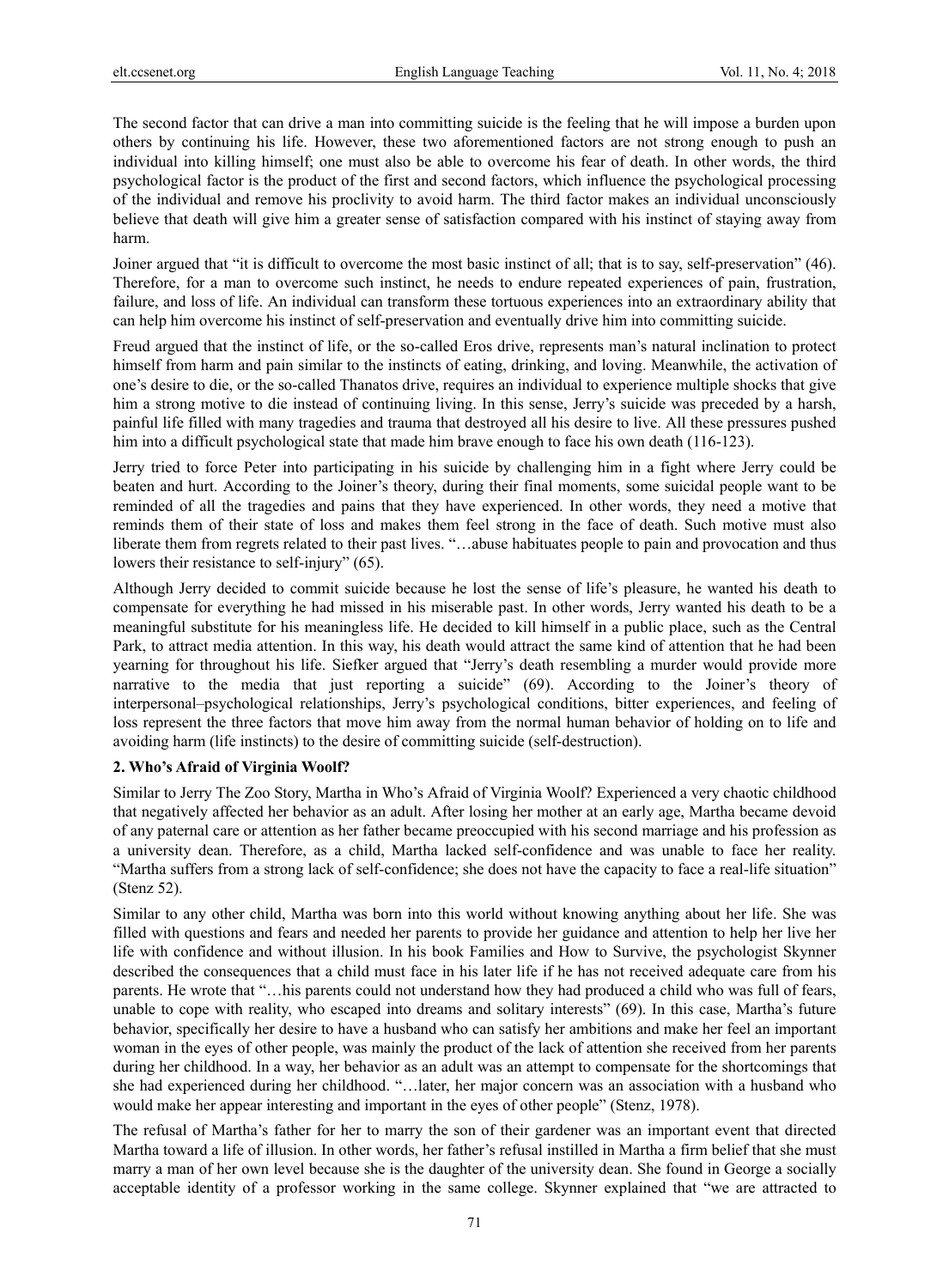The second factor that can drive a man into committing suicide is the feeling that he will impose a burden upon others by continuing his life. However, these two aforementioned factors are not strong enough to push an individual into killing himself; one must also be able to overcome his fear of death. In other words, the third psychological factor is the product of the first and second factors, which influence the psychological processing of the individual and remove his proclivity to avoid harm. The third factor makes an individual unconsciously believe that death will give him a greater sense of satisfaction compared with his instinct of staying away from harm.

Joiner argued that "it is difficult to overcome the most basic instinct of all; that is to say, self-preservation" (46). Therefore, for a man to overcome such instinct, he needs to endure repeated experiences of pain, frustration, failure, and loss of life. An individual can transform these tortuous experiences into an extraordinary ability that can help him overcome his instinct of self-preservation and eventually drive him into committing suicide.

Freud argued that the instinct of life, or the so-called Eros drive, represents man's natural inclination to protect himself from harm and pain similar to the instincts of eating, drinking, and loving. Meanwhile, the activation of one's desire to die, or the so-called Thanatos drive, requires an individual to experience multiple shocks that give him a strong motive to die instead of continuing living. In this sense, Jerry's suicide was preceded by a harsh, painful life filled with many tragedies and trauma that destroyed all his desire to live. All these pressures pushed him into a difficult psychological state that made him brave enough to face his own death (116-123).

Jerry tried to force Peter into participating in his suicide by challenging him in a fight where Jerry could be beaten and hurt. According to the Joiner's theory, during their final moments, some suicidal people want to be reminded of all the tragedies and pains that they have experienced. In other words, they need a motive that reminds them of their state of loss and makes them feel strong in the face of death. Such motive must also liberate them from regrets related to their past lives. "…abuse habituates people to pain and provocation and thus lowers their resistance to self-injury" (65).

Although Jerry decided to commit suicide because he lost the sense of life's pleasure, he wanted his death to compensate for everything he had missed in his miserable past. In other words, Jerry wanted his death to be a meaningful substitute for his meaningless life. He decided to kill himself in a public place, such as the Central Park, to attract media attention. In this way, his death would attract the same kind of attention that he had been yearning for throughout his life. Siefker argued that "Jerry's death resembling a murder would provide more narrative to the media that just reporting a suicide" (69). According to the Joiner's theory of interpersonal–psychological relationships, Jerry's psychological conditions, bitter experiences, and feeling of loss represent the three factors that move him away from the normal human behavior of holding on to life and avoiding harm (life instincts) to the desire of committing suicide (self-destruction).

### 2. Who's Afraid of Virginia Woolf?

Similar to Jerry The Zoo Story, Martha in Who's Afraid of Virginia Woolf? Experienced a very chaotic childhood that negatively affected her behavior as an adult. After losing her mother at an early age, Martha became devoid of any paternal care or attention as her father became preoccupied with his second marriage and his profession as a university dean. Therefore, as a child, Martha lacked self-confidence and was unable to face her reality. "Martha suffers from a strong lack of self-confidence; she does not have the capacity to face a real-life situation" (Stenz 52).

Similar to any other child, Martha was born into this world without knowing anything about her life. She was filled with questions and fears and needed her parents to provide her guidance and attention to help her live her life with confidence and without illusion. In his book Families and How to Survive, the psychologist Skynner described the consequences that a child must face in his later life if he has not received adequate care from his parents. He wrote that "…his parents could not understand how they had produced a child who was full of fears, unable to cope with reality, who escaped into dreams and solitary interests" (69). In this case, Martha's future behavior, specifically her desire to have a husband who can satisfy her ambitions and make her feel an important woman in the eyes of other people, was mainly the product of the lack of attention she received from her parents during her childhood. In a way, her behavior as an adult was an attempt to compensate for the shortcomings that she had experienced during her childhood. "…later, her major concern was an association with a husband who would make her appear interesting and important in the eyes of other people" (Stenz, 1978).

The refusal of Martha's father for her to marry the son of their gardener was an important event that directed Martha toward a life of illusion. In other words, her father's refusal instilled in Martha a firm belief that she must marry a man of her own level because she is the daughter of the university dean. She found in George a socially acceptable identity of a professor working in the same college. Skynner explained that "we are attracted to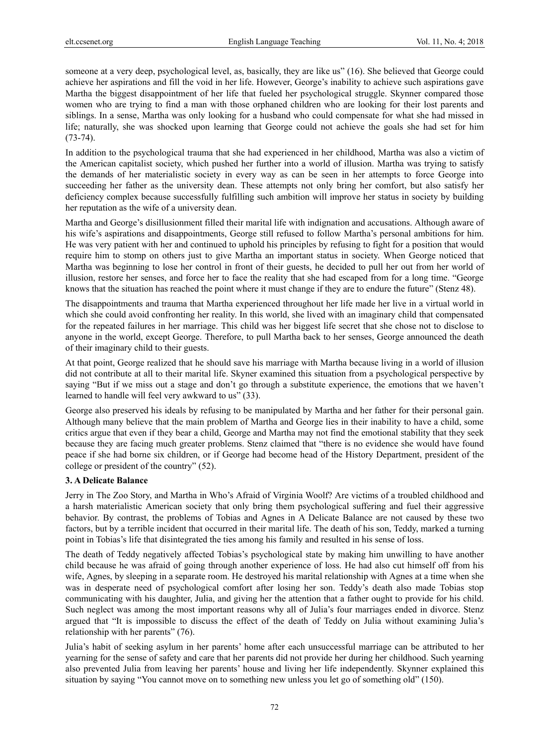someone at a very deep, psychological level, as, basically, they are like us" (16). She believed that George could achieve her aspirations and fill the void in her life. However, George's inability to achieve such aspirations gave Martha the biggest disappointment of her life that fueled her psychological struggle. Skynner compared those women who are trying to find a man with those orphaned children who are looking for their lost parents and siblings. In a sense, Martha was only looking for a husband who could compensate for what she had missed in life; naturally, she was shocked upon learning that George could not achieve the goals she had set for him (73-74).

In addition to the psychological trauma that she had experienced in her childhood, Martha was also a victim of the American capitalist society, which pushed her further into a world of illusion. Martha was trying to satisfy the demands of her materialistic society in every way as can be seen in her attempts to force George into succeeding her father as the university dean. These attempts not only bring her comfort, but also satisfy her deficiency complex because successfully fulfilling such ambition will improve her status in society by building her reputation as the wife of a university dean.

Martha and George's disillusionment filled their marital life with indignation and accusations. Although aware of his wife's aspirations and disappointments, George still refused to follow Martha's personal ambitions for him. He was very patient with her and continued to uphold his principles by refusing to fight for a position that would require him to stomp on others just to give Martha an important status in society. When George noticed that Martha was beginning to lose her control in front of their guests, he decided to pull her out from her world of illusion, restore her senses, and force her to face the reality that she had escaped from for a long time. "George knows that the situation has reached the point where it must change if they are to endure the future" (Stenz 48).

The disappointments and trauma that Martha experienced throughout her life made her live in a virtual world in which she could avoid confronting her reality. In this world, she lived with an imaginary child that compensated for the repeated failures in her marriage. This child was her biggest life secret that she chose not to disclose to anyone in the world, except George. Therefore, to pull Martha back to her senses, George announced the death of their imaginary child to their guests.

At that point, George realized that he should save his marriage with Martha because living in a world of illusion did not contribute at all to their marital life. Skyner examined this situation from a psychological perspective by saying "But if we miss out a stage and don't go through a substitute experience, the emotions that we haven't learned to handle will feel very awkward to us" (33).

George also preserved his ideals by refusing to be manipulated by Martha and her father for their personal gain. Although many believe that the main problem of Martha and George lies in their inability to have a child, some critics argue that even if they bear a child, George and Martha may not find the emotional stability that they seek because they are facing much greater problems. Stenz claimed that "there is no evidence she would have found peace if she had borne six children, or if George had become head of the History Department, president of the college or president of the country" (52).

### 3. A Delicate Balance

Jerry in The Zoo Story, and Martha in Who's Afraid of Virginia Woolf? Are victims of a troubled childhood and a harsh materialistic American society that only bring them psychological suffering and fuel their aggressive behavior. By contrast, the problems of Tobias and Agnes in A Delicate Balance are not caused by these two factors, but by a terrible incident that occurred in their marital life. The death of his son, Teddy, marked a turning point in Tobias's life that disintegrated the ties among his family and resulted in his sense of loss.

The death of Teddy negatively affected Tobias's psychological state by making him unwilling to have another child because he was afraid of going through another experience of loss. He had also cut himself off from his wife, Agnes, by sleeping in a separate room. He destroyed his marital relationship with Agnes at a time when she was in desperate need of psychological comfort after losing her son. Teddy's death also made Tobias stop communicating with his daughter, Julia, and giving her the attention that a father ought to provide for his child. Such neglect was among the most important reasons why all of Julia's four marriages ended in divorce. Stenz argued that "It is impossible to discuss the effect of the death of Teddy on Julia without examining Julia's relationship with her parents" (76).

Julia's habit of seeking asylum in her parents' home after each unsuccessful marriage can be attributed to her yearning for the sense of safety and care that her parents did not provide her during her childhood. Such yearning also prevented Julia from leaving her parents' house and living her life independently. Skynner explained this situation by saying "You cannot move on to something new unless you let go of something old" (150).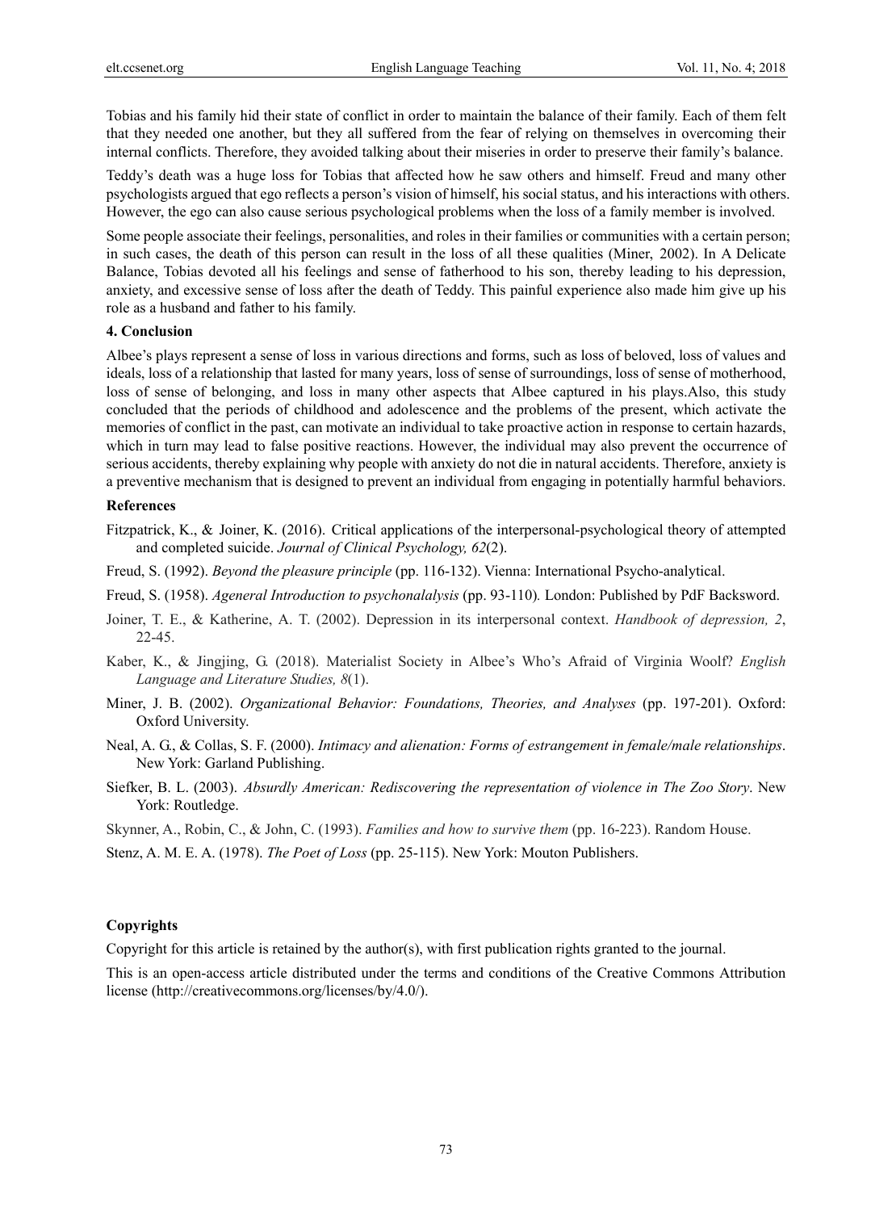Tobias and his family hid their state of conflict in order to maintain the balance of their family. Each of them felt that they needed one another, but they all suffered from the fear of relying on themselves in overcoming their internal conflicts. Therefore, they avoided talking about their miseries in order to preserve their family's balance.

Teddy's death was a huge loss for Tobias that affected how he saw others and himself. Freud and many other psychologists argued that ego reflects a person's vision of himself, his social status, and his interactions with others. However, the ego can also cause serious psychological problems when the loss of a family member is involved.

Some people associate their feelings, personalities, and roles in their families or communities with a certain person; in such cases, the death of this person can result in the loss of all these qualities (Miner, 2002). In A Delicate Balance, Tobias devoted all his feelings and sense of fatherhood to his son, thereby leading to his depression, anxiety, and excessive sense of loss after the death of Teddy. This painful experience also made him give up his role as a husband and father to his family.

## 4. Conclusion

Albee's plays represent a sense of loss in various directions and forms, such as loss of beloved, loss of values and ideals, loss of a relationship that lasted for many years, loss of sense of surroundings, loss of sense of motherhood, loss of sense of belonging, and loss in many other aspects that Albee captured in his plays.Also, this study concluded that the periods of childhood and adolescence and the problems of the present, which activate the memories of conflict in the past, can motivate an individual to take proactive action in response to certain hazards, which in turn may lead to false positive reactions. However, the individual may also prevent the occurrence of serious accidents, thereby explaining why people with anxiety do not die in natural accidents. Therefore, anxiety is a preventive mechanism that is designed to prevent an individual from engaging in potentially harmful behaviors.

## References

Fitzpatrick, K., & Joiner, K. (2016). Critical applications of the interpersonal-psychological theory of attempted and completed suicide. *Journal of Clinical Psychology, 62*(2).

Freud, S. (1992). *Beyond the pleasure principle* (pp. 116-132). Vienna: International Psycho-analytical.

Freud, S. (1958). *Ageneral Introduction to psychonalalysis* (pp. 93-110). London: Published by PdF Backsword.

Joiner, T. E., & Katherine, A. T. (2002). Depression in its interpersonal context. *Handbook of depression, 2*, 22-45.

Kaber, K., & Jingjing, G. (2018). Materialist Society in Albee's Who's Afraid of Virginia Woolf? *English Language and Literature Studies, 8*(1).

Miner, J. B. (2002). *Organizational Behavior: Foundations, Theories, and Analyses* (pp. 197-201). Oxford: Oxford University.

Neal, A. G., & Collas, S. F. (2000). *Intimacy and alienation: Forms of estrangement in female/male relationships*. New York: Garland Publishing.

Siefker, B. L. (2003). *Absurdly American: Rediscovering the representation of violence in The Zoo Story*. New York: Routledge.

Skynner, A., Robin, C., & John, C. (1993). *Families and how to survive them* (pp. 16-223). Random House.

Stenz, A. M. E. A. (1978). *The Poet of Loss* (pp. 25-115). New York: Mouton Publishers.

## Copyrights

Copyright for this article is retained by the author(s), with first publication rights granted to the journal.

This is an open-access article distributed under the terms and conditions of the Creative Commons Attribution license (http://creativecommons.org/licenses/by/4.0/).